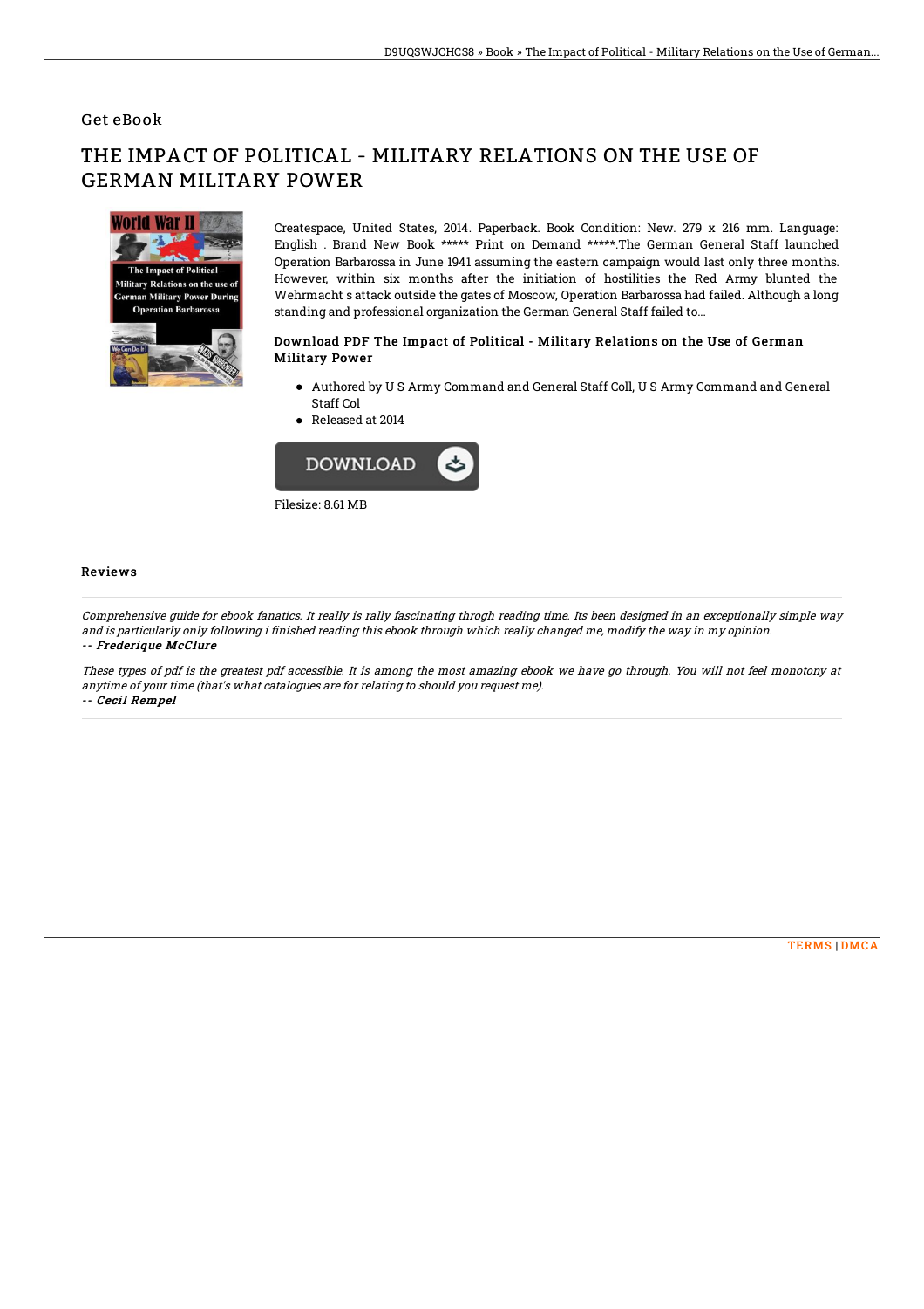Get eBook

# THE IMPACT OF POLITICAL - MILITARY RELATIONS ON THE USE OF GERMAN MILITARY POWER

Createspace, United States, 2014. Paperback. Book Condition: New. 279 x 216 mm. Language: English . Brand New Book ***** Print on Demand *****.The German General Staff launched Operation Barbarossa in June 1941 assuming the eastern campaign would last only three months. However, within six months after the initiation of hostilities the Red Army blunted the Wehrmacht s attack outside the gates of Moscow, Operation Barbarossa had failed. Although a long standing and professional organization the German General Staff failed to...

### Download PDF The Impact of Political - Military Relations on the Use of German Military Power

- Authored by U S Army Command and General Staff Coll, U S Army Command and General Staff Col
- Released at 2014

DOWNLOAD

Filesize: 8.61 MB

## Reviews

*Comprehensive guide for ebook fanatics. It really is rally fascinating throgh reading time. Its been designed in an exceptionally simple way and is particularly only following i finished reading this ebook through which really changed me, modify the way in my opinion.*
*-- **Frederique McClure***

*These types of pdf is the greatest pdf accessible. It is among the most amazing ebook we have go through. You will not feel monotony at anytime of your time (that's what catalogues are for relating to should you request me).*
*-- **Cecil Rempel***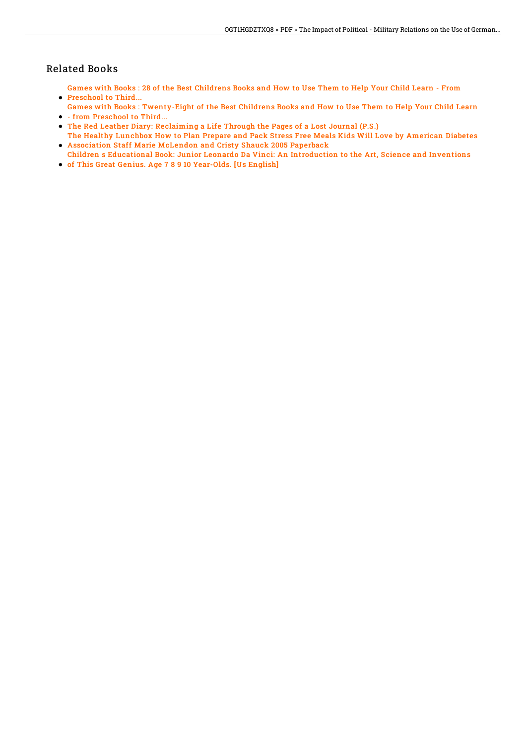## Related Books

- Games with Books : 28 of the Best Childrens Books and How to Use Them to Help Your Child Learn - From Preschool to Third...
- Games with Books : Twenty-Eight of the Best Childrens Books and How to Use Them to Help Your Child Learn - from Preschool to Third...
- The Red Leather Diary: Reclaiming a Life Through the Pages of a Lost Journal (P.S.)
- The Healthy Lunchbox How to Plan Prepare and Pack Stress Free Meals Kids Will Love by American Diabetes Association Staff Marie McLendon and Cristy Shauck 2005 Paperback
- Children s Educational Book: Junior Leonardo Da Vinci: An Introduction to the Art, Science and Inventions of This Great Genius. Age 7 8 9 10 Year-Olds. [Us English]